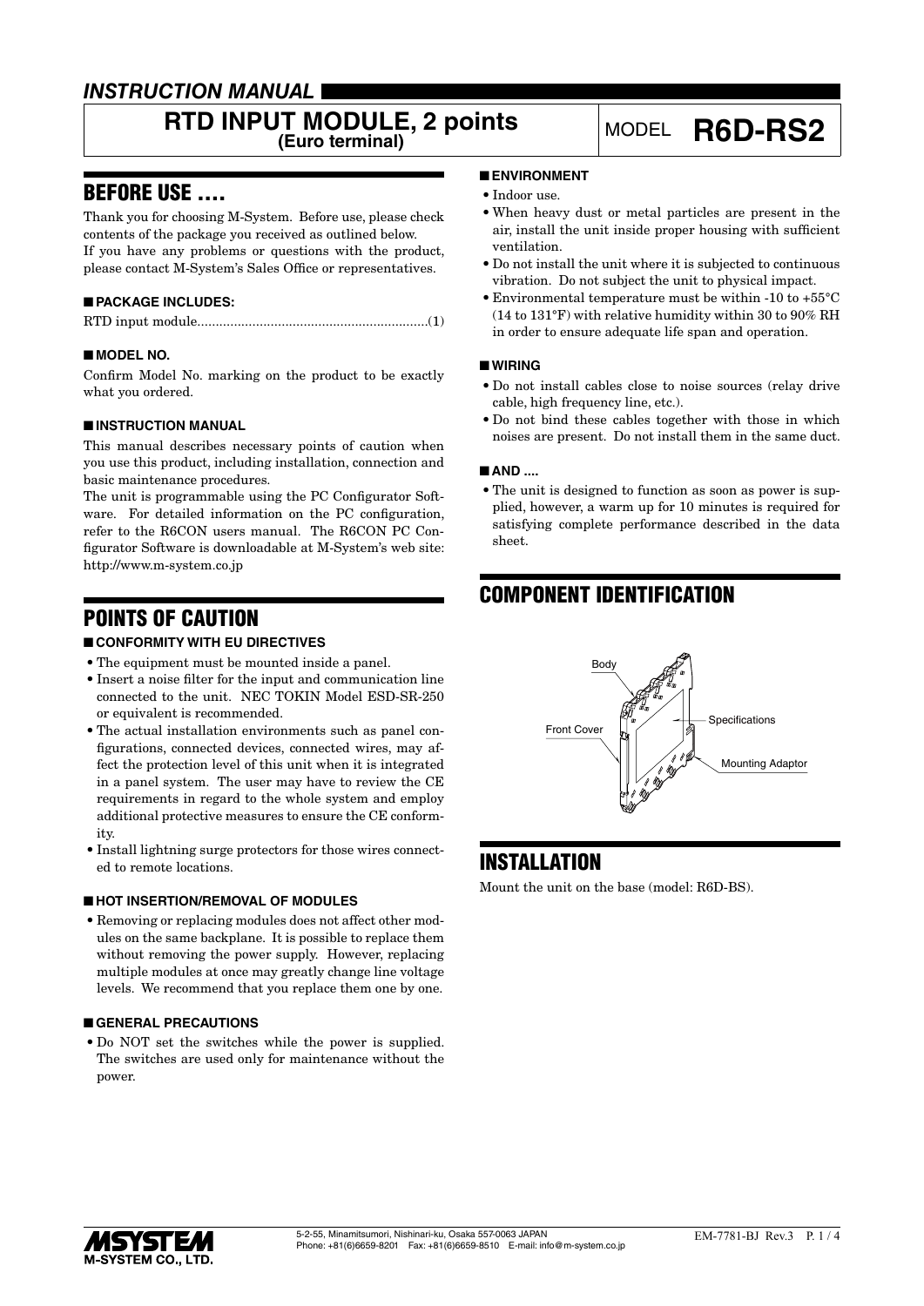*INSTRUCTION MANUAL*

# RTD INPUT MODULE, 2 points (Euro terminal)

MODEL **R6D-RS2**

## BEFORE USE ....

Thank you for choosing M-System. Before use, please check contents of the package you received as outlined below.
If you have any problems or questions with the product, please contact M-System's Sales Office or representatives.

### ■ PACKAGE INCLUDES:

RTD input module...............................................................(1)

### ■ MODEL NO.

Confirm Model No. marking on the product to be exactly what you ordered.

### ■ INSTRUCTION MANUAL

This manual describes necessary points of caution when you use this product, including installation, connection and basic maintenance procedures.

The unit is programmable using the PC Configurator Software. For detailed information on the PC configuration, refer to the R6CON users manual. The R6CON PC Configurator Software is downloadable at M-System's web site: http://www.m-system.co.jp

## POINTS OF CAUTION

### ■ CONFORMITY WITH EU DIRECTIVES

- The equipment must be mounted inside a panel.
- Insert a noise filter for the input and communication line connected to the unit. NEC TOKIN Model ESD-SR-250 or equivalent is recommended.
- The actual installation environments such as panel configurations, connected devices, connected wires, may affect the protection level of this unit when it is integrated in a panel system. The user may have to review the CE requirements in regard to the whole system and employ additional protective measures to ensure the CE conformity.
- Install lightning surge protectors for those wires connected to remote locations.

### ■ HOT INSERTION/REMOVAL OF MODULES

- Removing or replacing modules does not affect other modules on the same backplane. It is possible to replace them without removing the power supply. However, replacing multiple modules at once may greatly change line voltage levels. We recommend that you replace them one by one.

### ■ GENERAL PRECAUTIONS

- Do NOT set the switches while the power is supplied. The switches are used only for maintenance without the power.

### ■ ENVIRONMENT

- Indoor use.
- When heavy dust or metal particles are present in the air, install the unit inside proper housing with sufficient ventilation.
- Do not install the unit where it is subjected to continuous vibration. Do not subject the unit to physical impact.
- Environmental temperature must be within -10 to +55°C (14 to 131°F) with relative humidity within 30 to 90% RH in order to ensure adequate life span and operation.

### ■ WIRING

- Do not install cables close to noise sources (relay drive cable, high frequency line, etc.).
- Do not bind these cables together with those in which noises are present. Do not install them in the same duct.

### ■ AND ....

- The unit is designed to function as soon as power is supplied, however, a warm up for 10 minutes is required for satisfying complete performance described in the data sheet.

## COMPONENT IDENTIFICATION

Body

Front Cover

Specifications

Mounting Adaptor

## INSTALLATION

Mount the unit on the base (model: R6D-BS).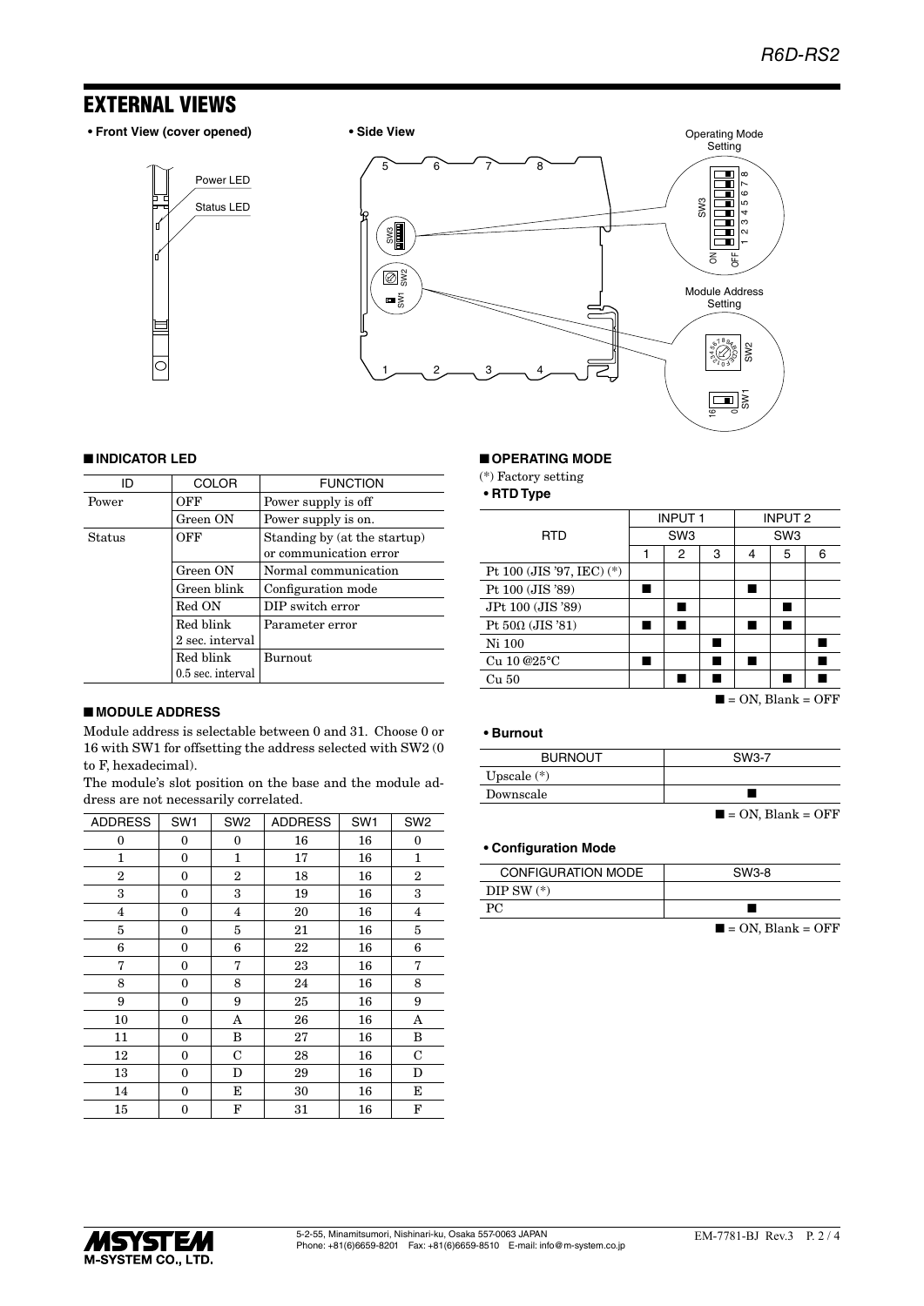# EXTERNAL VIEWS

**• Front View (cover opened)**

Power LED

Status LED

**• Side View**

Operating Mode Setting

Module Address Setting

### ■ INDICATOR LED

| ID | COLOR | FUNCTION |
|---|---|---|
| Power | OFF | Power supply is off |
| | Green ON | Power supply is on. |
| Status | OFF | Standing by (at the startup) or communication error |
| | Green ON | Normal communication |
| | Green blink | Configuration mode |
| | Red ON | DIP switch error |
| | Red blink 2 sec. interval | Parameter error |
| | Red blink 0.5 sec. interval | Burnout |

### ■ MODULE ADDRESS

Module address is selectable between 0 and 31. Choose 0 or 16 with SW1 for offsetting the address selected with SW2 (0 to F, hexadecimal).

The module's slot position on the base and the module address are not necessarily correlated.

| ADDRESS | SW1 | SW2 | ADDRESS | SW1 | SW2 |
|---|---|---|---|---|---|
| 0 | 0 | 0 | 16 | 16 | 0 |
| 1 | 0 | 1 | 17 | 16 | 1 |
| 2 | 0 | 2 | 18 | 16 | 2 |
| 3 | 0 | 3 | 19 | 16 | 3 |
| 4 | 0 | 4 | 20 | 16 | 4 |
| 5 | 0 | 5 | 21 | 16 | 5 |
| 6 | 0 | 6 | 22 | 16 | 6 |
| 7 | 0 | 7 | 23 | 16 | 7 |
| 8 | 0 | 8 | 24 | 16 | 8 |
| 9 | 0 | 9 | 25 | 16 | 9 |
| 10 | 0 | A | 26 | 16 | A |
| 11 | 0 | B | 27 | 16 | B |
| 12 | 0 | C | 28 | 16 | C |
| 13 | 0 | D | 29 | 16 | D |
| 14 | 0 | E | 30 | 16 | E |
| 15 | 0 | F | 31 | 16 | F |

### ■ OPERATING MODE

(*) Factory setting

**• RTD Type**

| RTD | INPUT 1 | | | INPUT 2 | | |
|---|---|---|---|---|---|---|
| | SW3 | | | SW3 | | |
| | 1 | 2 | 3 | 4 | 5 | 6 |
| Pt 100 (JIS '97, IEC) (*) | | | | | | |
| Pt 100 (JIS '89) | ■ | | | ■ | | |
| JPt 100 (JIS '89) | | ■ | | | ■ | |
| Pt 50Ω (JIS '81) | ■ | ■ | | ■ | ■ | |
| Ni 100 | | | ■ | | | ■ |
| Cu 10 @25°C | ■ | | ■ | ■ | | ■ |
| Cu 50 | | ■ | ■ | | ■ | ■ |

■ = ON, Blank = OFF

**• Burnout**

| BURNOUT | SW3-7 |
|---|---|
| Upscale (*) | |
| Downscale | ■ |

■ = ON, Blank = OFF

**• Configuration Mode**

| CONFIGURATION MODE | SW3-8 |
|---|---|
| DIP SW (*) | |
| PC | ■ |

■ = ON, Blank = OFF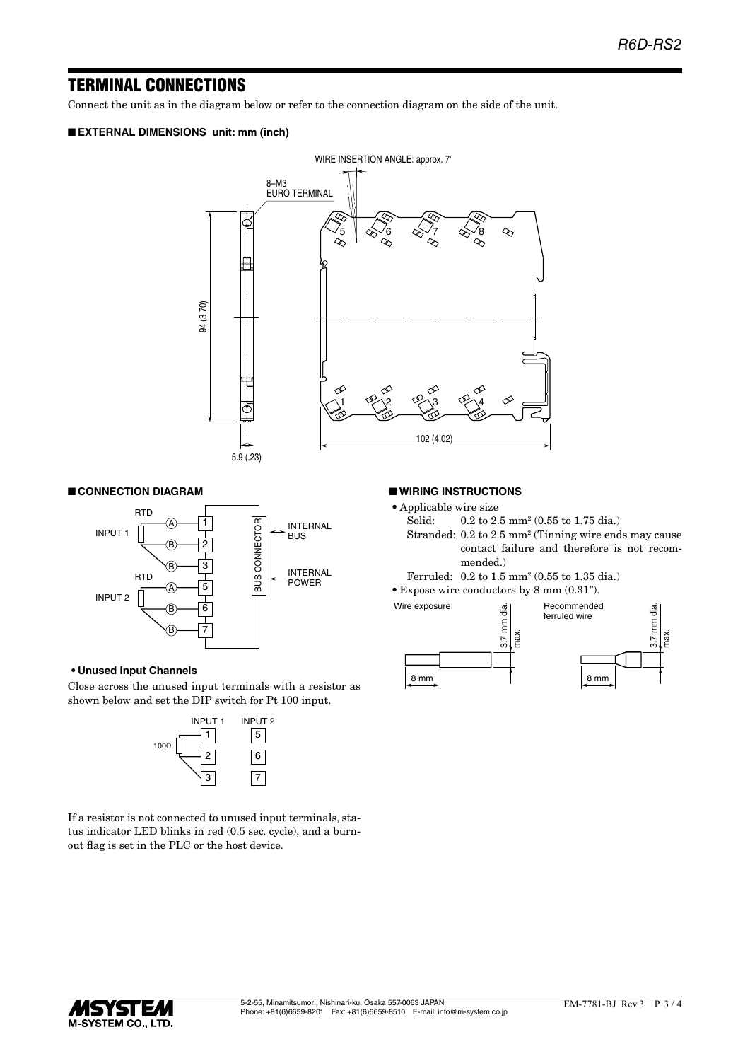# TERMINAL CONNECTIONS

Connect the unit as in the diagram below or refer to the connection diagram on the side of the unit.

## ■ EXTERNAL DIMENSIONS unit: mm (inch)

## ■ CONNECTION DIAGRAM

- **Unused Input Channels**

Close across the unused input terminals with a resistor as shown below and set the DIP switch for Pt 100 input.

If a resistor is not connected to unused input terminals, status indicator LED blinks in red (0.5 sec. cycle), and a burnout flag is set in the PLC or the host device.

## ■ WIRING INSTRUCTIONS

- Applicable wire size
  - Solid: 0.2 to 2.5 mm² (0.55 to 1.75 dia.)
  - Stranded: 0.2 to 2.5 mm² (Tinning wire ends may cause contact failure and therefore is not recommended.)
  - Ferruled: 0.2 to 1.5 mm² (0.55 to 1.35 dia.)
- Expose wire conductors by 8 mm (0.31").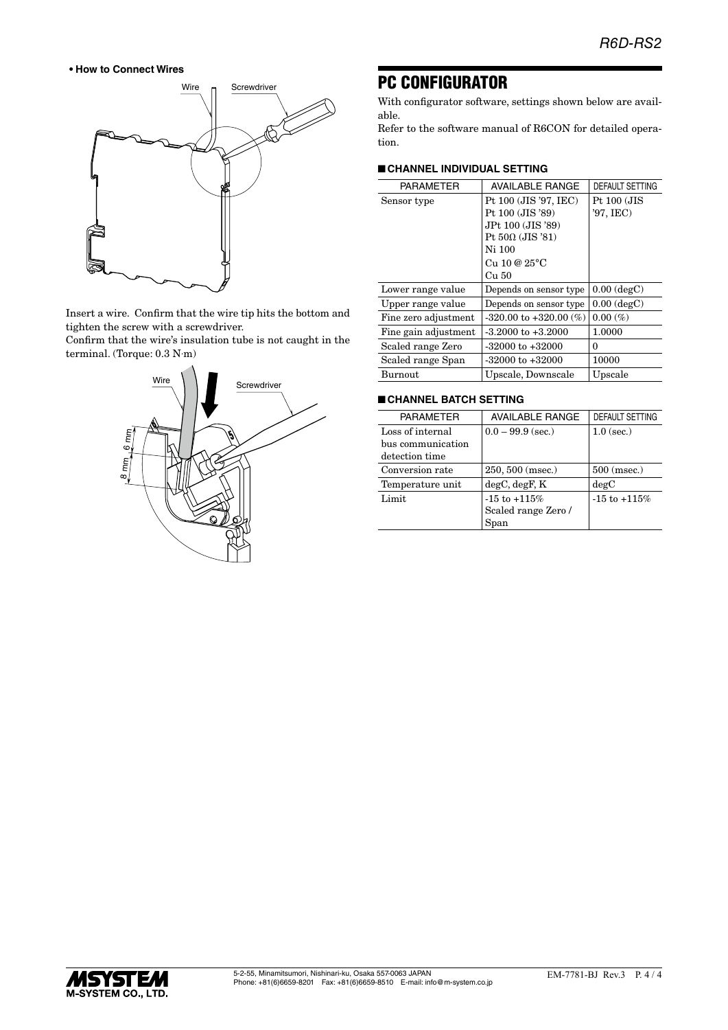**• How to Connect Wires**

Wire

Screwdriver

Insert a wire. Confirm that the wire tip hits the bottom and tighten the screw with a screwdriver.

Confirm that the wire's insulation tube is not caught in the terminal. (Torque: 0.3 N·m)

Wire

Screwdriver

6 mm

8 mm

# PC CONFIGURATOR

With configurator software, settings shown below are available.

Refer to the software manual of R6CON for detailed operation.

## ■ CHANNEL INDIVIDUAL SETTING

| PARAMETER | AVAILABLE RANGE | DEFAULT SETTING |
|---|---|---|
| Sensor type | Pt 100 (JIS '97, IEC)<br>Pt 100 (JIS '89)<br>JPt 100 (JIS '89)<br>Pt 50Ω (JIS '81)<br>Ni 100<br>Cu 10 @ 25°C<br>Cu 50 | Pt 100 (JIS '97, IEC) |
| Lower range value | Depends on sensor type | 0.00 (degC) |
| Upper range value | Depends on sensor type | 0.00 (degC) |
| Fine zero adjustment | -320.00 to +320.00 (%) | 0.00 (%) |
| Fine gain adjustment | -3.2000 to +3.2000 | 1.0000 |
| Scaled range Zero | -32000 to +32000 | 0 |
| Scaled range Span | -32000 to +32000 | 10000 |
| Burnout | Upscale, Downscale | Upscale |

## ■ CHANNEL BATCH SETTING

| PARAMETER | AVAILABLE RANGE | DEFAULT SETTING |
|---|---|---|
| Loss of internal bus communication detection time | 0.0 – 99.9 (sec.) | 1.0 (sec.) |
| Conversion rate | 250, 500 (msec.) | 500 (msec.) |
| Temperature unit | degC, degF, K | degC |
| Limit | -15 to +115%<br>Scaled range Zero / Span | -15 to +115% |